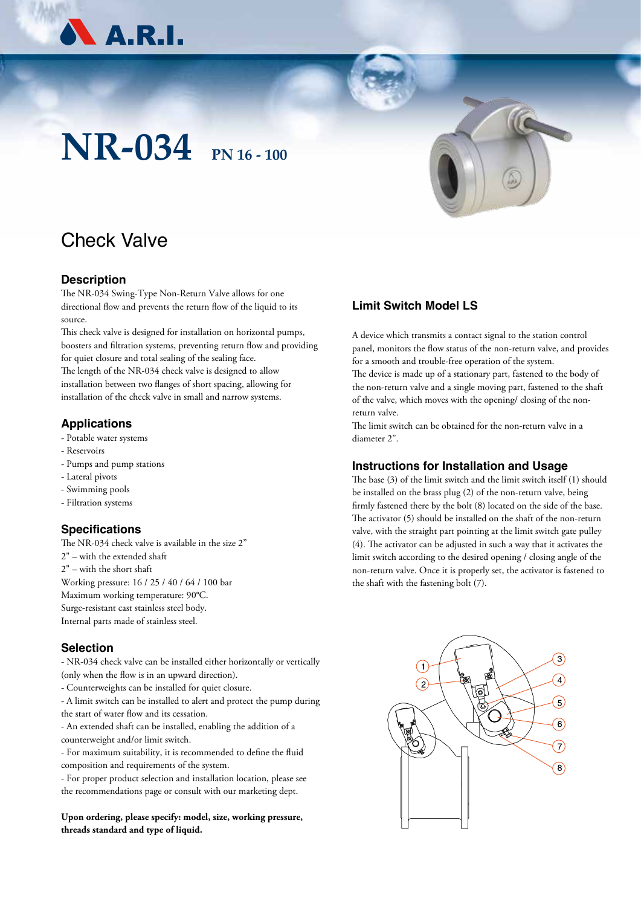A.R.I.

# NR-034 PN 16 - 100

## Check Valve

### Description

The NR-034 Swing-Type Non-Return Valve allows for one directional flow and prevents the return flow of the liquid to its source.
This check valve is designed for installation on horizontal pumps, boosters and filtration systems, preventing return flow and providing for quiet closure and total sealing of the sealing face.
The length of the NR-034 check valve is designed to allow installation between two flanges of short spacing, allowing for installation of the check valve in small and narrow systems.

### Applications

- Potable water systems
- Reservoirs
- Pumps and pump stations
- Lateral pivots
- Swimming pools
- Filtration systems

### Specifications

The NR-034 check valve is available in the size 2"
2" – with the extended shaft
2" – with the short shaft
Working pressure: 16 / 25 / 40 / 64 / 100 bar
Maximum working temperature: 90°C.
Surge-resistant cast stainless steel body.
Internal parts made of stainless steel.

### Selection

- NR-034 check valve can be installed either horizontally or vertically (only when the flow is in an upward direction).
- Counterweights can be installed for quiet closure.
- A limit switch can be installed to alert and protect the pump during the start of water flow and its cessation.
- An extended shaft can be installed, enabling the addition of a counterweight and/or limit switch.
- For maximum suitability, it is recommended to define the fluid composition and requirements of the system.
- For proper product selection and installation location, please see the recommendations page or consult with our marketing dept.

**Upon ordering, please specify: model, size, working pressure, threads standard and type of liquid.**

### Limit Switch Model LS

A device which transmits a contact signal to the station control panel, monitors the flow status of the non-return valve, and provides for a smooth and trouble-free operation of the system.
The device is made up of a stationary part, fastened to the body of the non-return valve and a single moving part, fastened to the shaft of the valve, which moves with the opening/ closing of the non-return valve.
The limit switch can be obtained for the non-return valve in a diameter 2".

### Instructions for Installation and Usage

The base (3) of the limit switch and the limit switch itself (1) should be installed on the brass plug (2) of the non-return valve, being firmly fastened there by the bolt (8) located on the side of the base.
The activator (5) should be installed on the shaft of the non-return valve, with the straight part pointing at the limit switch gate pulley (4). The activator can be adjusted in such a way that it activates the limit switch according to the desired opening / closing angle of the non-return valve. Once it is properly set, the activator is fastened to the shaft with the fastening bolt (7).

1
2
3
4
5
6
7
8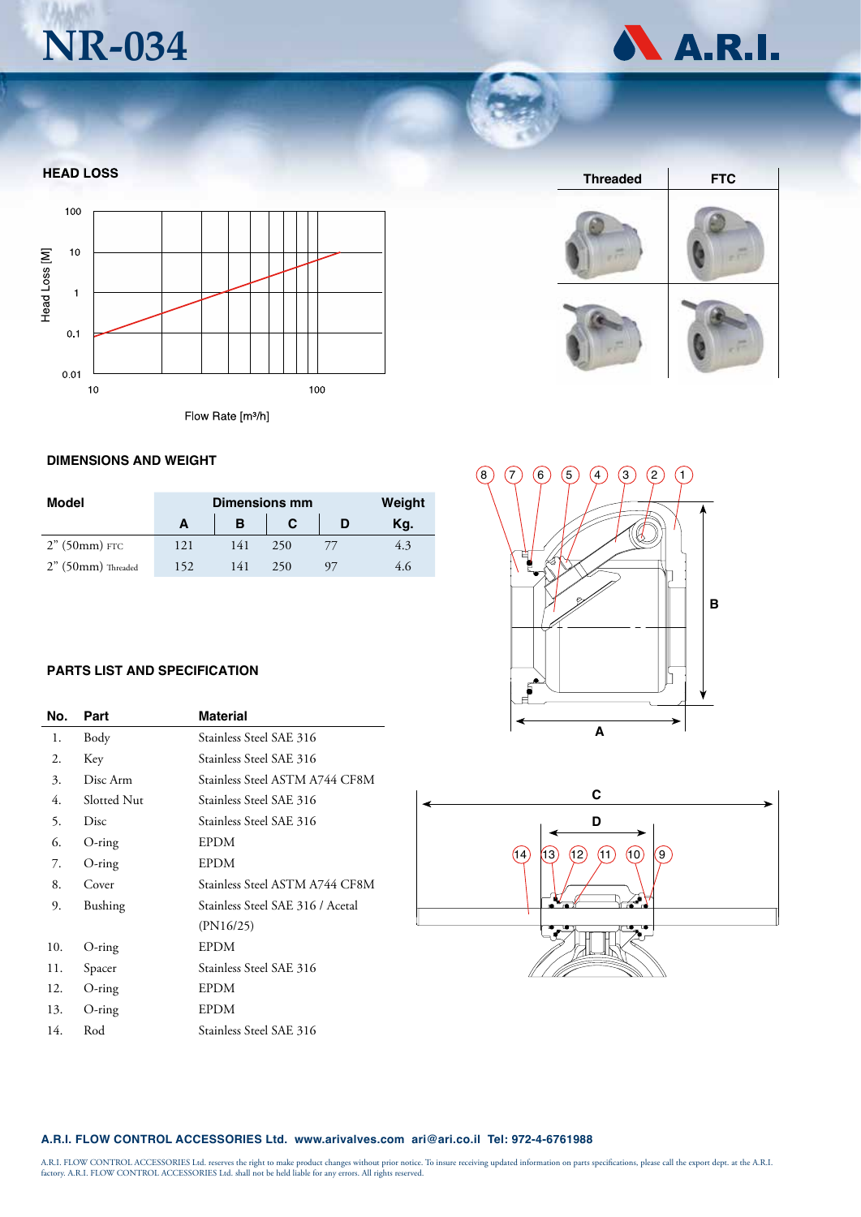# NR-034

A.R.I.

## HEAD LOSS

Head Loss [M]

100

10

1

0.1

0.01

10

100

Flow Rate [m³/h]

Threaded

FTC

## DIMENSIONS AND WEIGHT

| Model | Dimensions mm | | | | Weight |
|---|---|---|---|---|---|
| | A | B | C | D | Kg. |
| 2" (50mm) FTC | 121 | 141 | 250 | 77 | 4.3 |
| 2" (50mm) Threaded | 152 | 141 | 250 | 97 | 4.6 |

## PARTS LIST AND SPECIFICATION

| No. | Part | Material |
|---|---|---|
| 1. | Body | Stainless Steel SAE 316 |
| 2. | Key | Stainless Steel SAE 316 |
| 3. | Disc Arm | Stainless Steel ASTM A744 CF8M |
| 4. | Slotted Nut | Stainless Steel SAE 316 |
| 5. | Disc | Stainless Steel SAE 316 |
| 6. | O-ring | EPDM |
| 7. | O-ring | EPDM |
| 8. | Cover | Stainless Steel ASTM A744 CF8M |
| 9. | Bushing | Stainless Steel SAE 316 / Acetal (PN16/25) |
| 10. | O-ring | EPDM |
| 11. | Spacer | Stainless Steel SAE 316 |
| 12. | O-ring | EPDM |
| 13. | O-ring | EPDM |
| 14. | Rod | Stainless Steel SAE 316 |

8 7 6 5 4 3 2 1

B

A

C

D

14 13 12 11 10 9

**A.R.I. FLOW CONTROL ACCESSORIES Ltd. www.arivalves.com ari@ari.co.il Tel: 972-4-6761988**

A.R.I. FLOW CONTROL ACCESSORIES Ltd. reserves the right to make product changes without prior notice. To insure receiving updated information on parts specifications, please call the export dept. at the A.R.I. factory. A.R.I. FLOW CONTROL ACCESSORIES Ltd. shall not be held liable for any errors. All rights reserved.